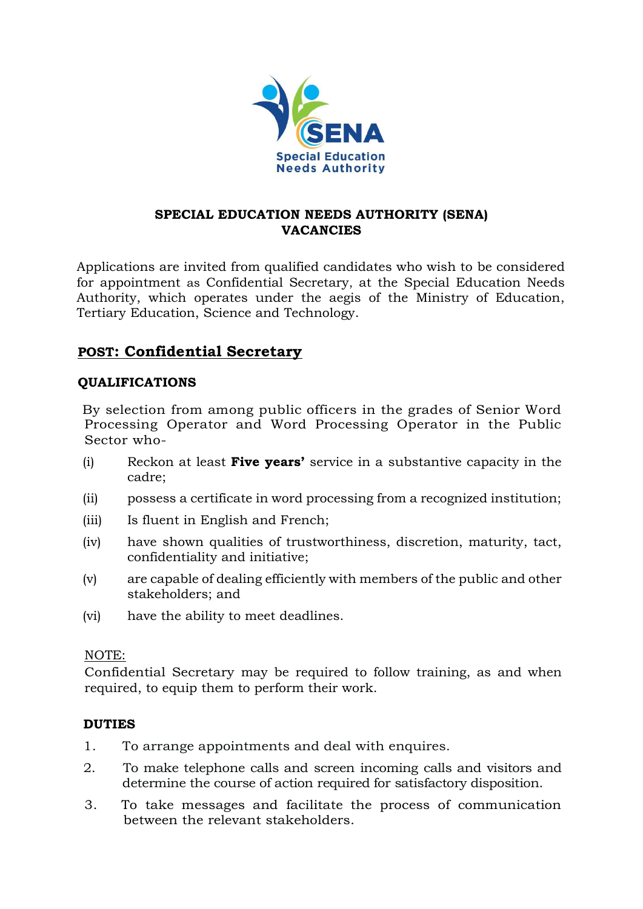**SPECIAL EDUCATION NEEDS AUTHORITY (SENA)**
**VACANCIES**

Applications are invited from qualified candidates who wish to be considered for appointment as Confidential Secretary, at the Special Education Needs Authority, which operates under the aegis of the Ministry of Education, Tertiary Education, Science and Technology.

## POST: Confidential Secretary

### QUALIFICATIONS

By selection from among public officers in the grades of Senior Word Processing Operator and Word Processing Operator in the Public Sector who-

(i) Reckon at least **Five years'** service in a substantive capacity in the cadre;

(ii) possess a certificate in word processing from a recognized institution;

(iii) Is fluent in English and French;

(iv) have shown qualities of trustworthiness, discretion, maturity, tact, confidentiality and initiative;

(v) are capable of dealing efficiently with members of the public and other stakeholders; and

(vi) have the ability to meet deadlines.

NOTE:
Confidential Secretary may be required to follow training, as and when required, to equip them to perform their work.

### DUTIES

1. To arrange appointments and deal with enquires.
2. To make telephone calls and screen incoming calls and visitors and determine the course of action required for satisfactory disposition.
3. To take messages and facilitate the process of communication between the relevant stakeholders.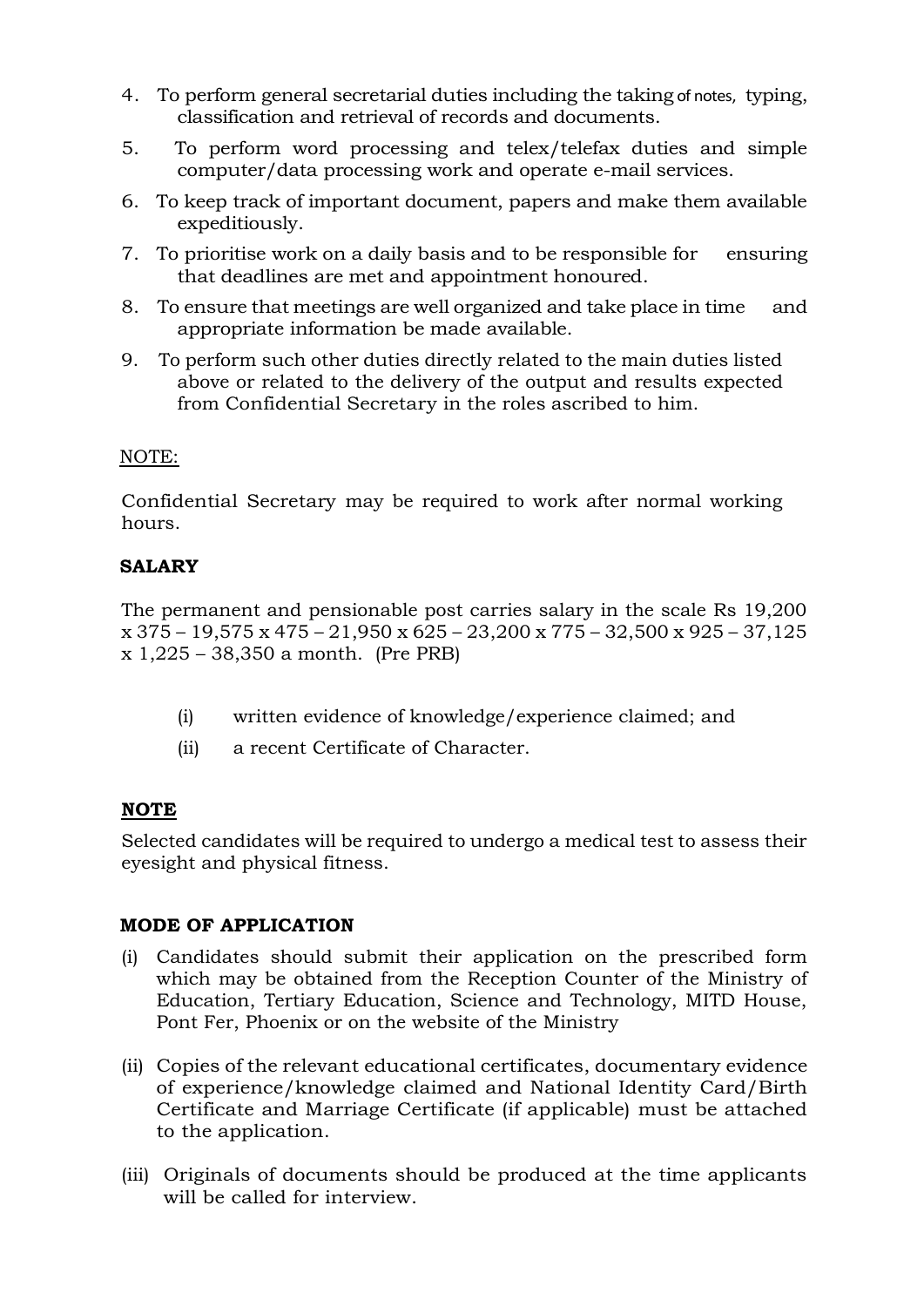4. To perform general secretarial duties including the taking of notes, typing, classification and retrieval of records and documents.
5. To perform word processing and telex/telefax duties and simple computer/data processing work and operate e-mail services.
6. To keep track of important document, papers and make them available expeditiously.
7. To prioritise work on a daily basis and to be responsible for ensuring that deadlines are met and appointment honoured.
8. To ensure that meetings are well organized and take place in time and appropriate information be made available.
9. To perform such other duties directly related to the main duties listed above or related to the delivery of the output and results expected from Confidential Secretary in the roles ascribed to him.

NOTE:

Confidential Secretary may be required to work after normal working hours.

**SALARY**

The permanent and pensionable post carries salary in the scale Rs 19,200 x 375 – 19,575 x 475 – 21,950 x 625 – 23,200 x 775 – 32,500 x 925 – 37,125 x 1,225 – 38,350 a month. (Pre PRB)

(i) written evidence of knowledge/experience claimed; and

(ii) a recent Certificate of Character.

**NOTE**

Selected candidates will be required to undergo a medical test to assess their eyesight and physical fitness.

**MODE OF APPLICATION**

(i) Candidates should submit their application on the prescribed form which may be obtained from the Reception Counter of the Ministry of Education, Tertiary Education, Science and Technology, MITD House, Pont Fer, Phoenix or on the website of the Ministry

(ii) Copies of the relevant educational certificates, documentary evidence of experience/knowledge claimed and National Identity Card/Birth Certificate and Marriage Certificate (if applicable) must be attached to the application.

(iii) Originals of documents should be produced at the time applicants will be called for interview.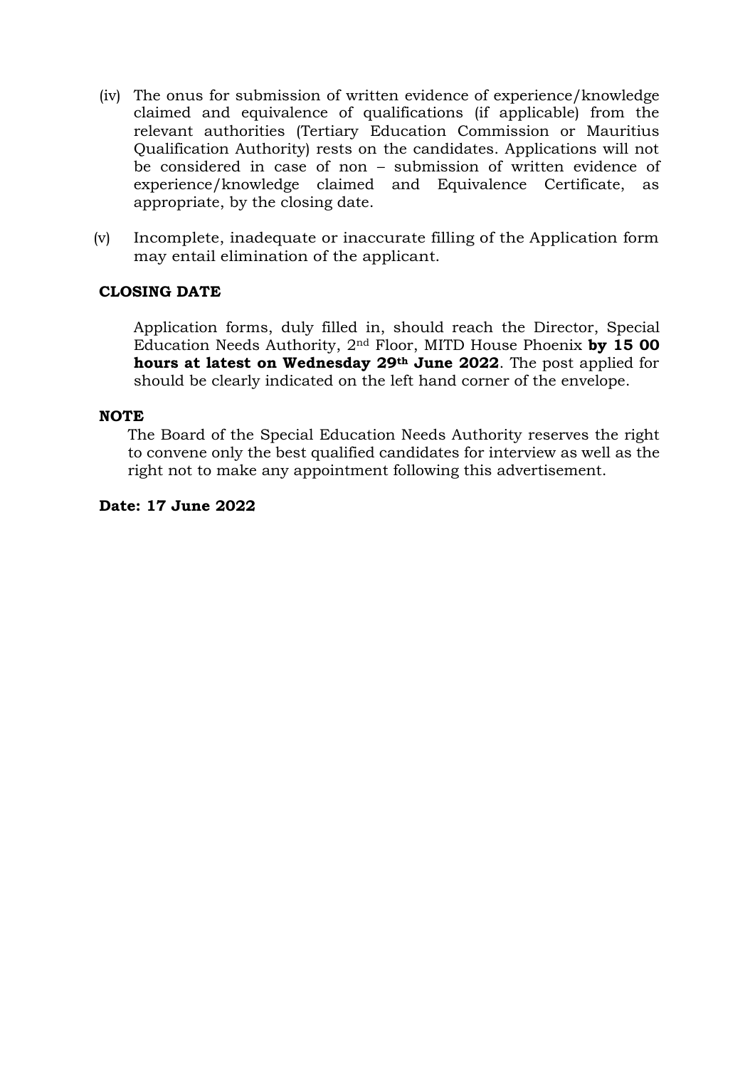(iv) The onus for submission of written evidence of experience/knowledge claimed and equivalence of qualifications (if applicable) from the relevant authorities (Tertiary Education Commission or Mauritius Qualification Authority) rests on the candidates. Applications will not be considered in case of non – submission of written evidence of experience/knowledge claimed and Equivalence Certificate, as appropriate, by the closing date.

(v) Incomplete, inadequate or inaccurate filling of the Application form may entail elimination of the applicant.

**CLOSING DATE**

Application forms, duly filled in, should reach the Director, Special Education Needs Authority, 2nd Floor, MITD House Phoenix **by 15 00 hours at latest on Wednesday 29th June 2022**. The post applied for should be clearly indicated on the left hand corner of the envelope.

**NOTE**

The Board of the Special Education Needs Authority reserves the right to convene only the best qualified candidates for interview as well as the right not to make any appointment following this advertisement.

**Date: 17 June 2022**